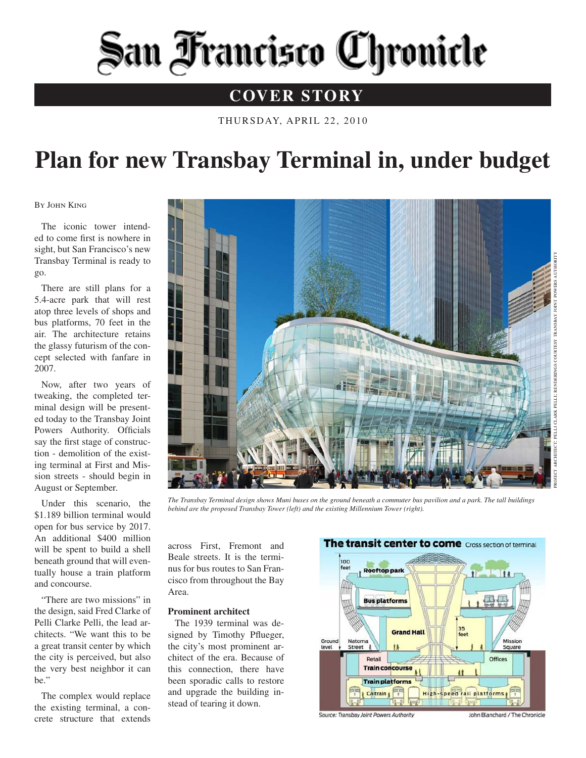# San Francisco Chronicle

## COVER STORY

THURSDAY, APRIL 22, 2010

# Plan for new Transbay Terminal in, under budget

BY JOHN KING

The iconic tower intended to come first is nowhere in sight, but San Francisco's new Transbay Terminal is ready to go.

There are still plans for a 5.4-acre park that will rest atop three levels of shops and bus platforms, 70 feet in the air. The architecture retains the glassy futurism of the concept selected with fanfare in 2007.

Now, after two years of tweaking, the completed terminal design will be presented today to the Transbay Joint Powers Authority. Officials say the first stage of construction - demolition of the existing terminal at First and Mission streets - should begin in August or September.

Under this scenario, the $1.189 billion terminal would open for bus service by 2017. An additional $400 million will be spent to build a shell beneath ground that will eventually house a train platform and concourse.

"There are two missions" in the design, said Fred Clarke of Pelli Clarke Pelli, the lead architects. "We want this to be a great transit center by which the city is perceived, but also the very best neighbor it can be."

The complex would replace the existing terminal, a concrete structure that extends across First, Fremont and Beale streets. It is the terminus for bus routes to San Francisco from throughout the Bay Area.

### Prominent architect

The 1939 terminal was designed by Timothy Pflueger, the city's most prominent architect of the era. Because of this connection, there have been sporadic calls to restore and upgrade the building instead of tearing it down.

PROJECT ARCHITECT: PELLI CLARK PELLI; RENDERINGS COURTESY TRANSBAY JOINT POWERS AUTHORITY

*The Transbay Terminal design shows Muni buses on the ground beneath a commuter bus pavilion and a park. The tall buildings behind are the proposed Transbay Tower (left) and the existing Millennium Tower (right).*

**The transit center to come** Cross section of terminal

100 feet · Rooftop park · Bus platforms · Grand Hall · 35 feet · Ground level · Natoma Street · Mission Square · Retail · Offices · Train concourse · Train platforms · Caltrain · High-speed rail platforms

Source: Transbay Joint Powers Authority · John Blanchard / The Chronicle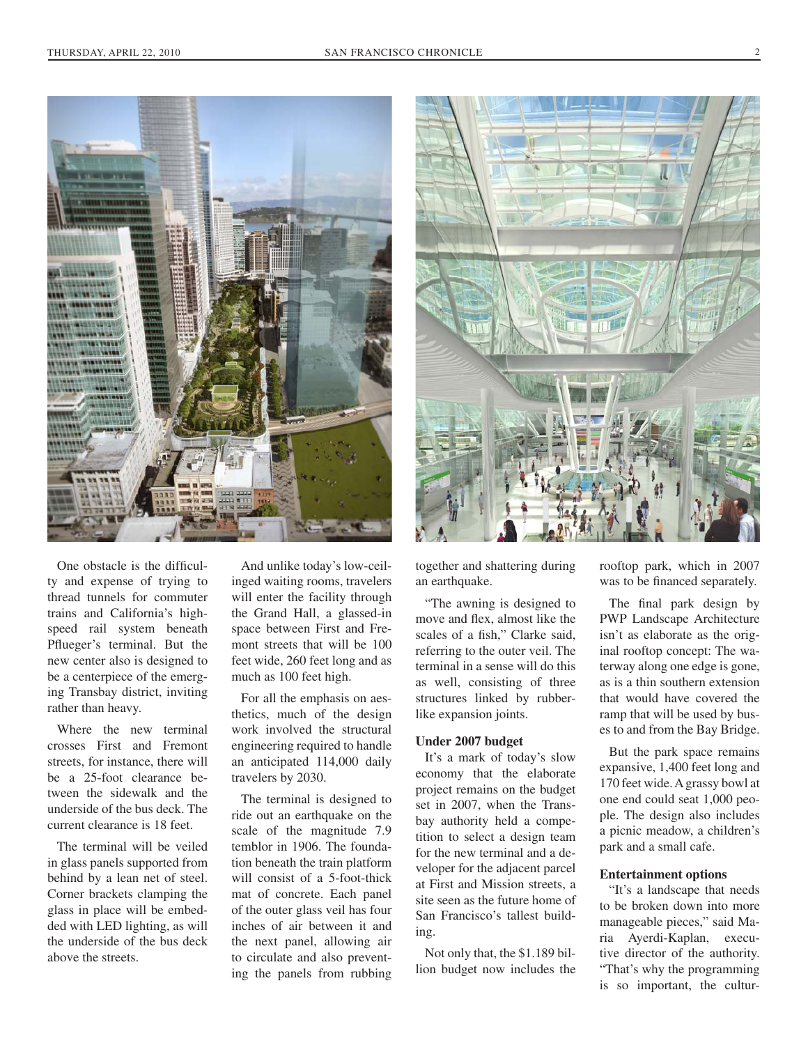One obstacle is the difficulty and expense of trying to thread tunnels for commuter trains and California's high-speed rail system beneath Pflueger's terminal. But the new center also is designed to be a centerpiece of the emerging Transbay district, inviting rather than heavy.

Where the new terminal crosses First and Fremont streets, for instance, there will be a 25-foot clearance between the sidewalk and the underside of the bus deck. The current clearance is 18 feet.

The terminal will be veiled in glass panels supported from behind by a lean net of steel. Corner brackets clamping the glass in place will be embedded with LED lighting, as will the underside of the bus deck above the streets.

And unlike today's low-ceilinged waiting rooms, travelers will enter the facility through the Grand Hall, a glassed-in space between First and Fremont streets that will be 100 feet wide, 260 feet long and as much as 100 feet high.

For all the emphasis on aesthetics, much of the design work involved the structural engineering required to handle an anticipated 114,000 daily travelers by 2030.

The terminal is designed to ride out an earthquake on the scale of the magnitude 7.9 temblor in 1906. The foundation beneath the train platform will consist of a 5-foot-thick mat of concrete. Each panel of the outer glass veil has four inches of air between it and the next panel, allowing air to circulate and also preventing the panels from rubbing together and shattering during an earthquake.

"The awning is designed to move and flex, almost like the scales of a fish," Clarke said, referring to the outer veil. The terminal in a sense will do this as well, consisting of three structures linked by rubber-like expansion joints.

**Under 2007 budget**

It's a mark of today's slow economy that the elaborate project remains on the budget set in 2007, when the Transbay authority held a competition to select a design team for the new terminal and a developer for the adjacent parcel at First and Mission streets, a site seen as the future home of San Francisco's tallest building.

Not only that, the $1.189 billion budget now includes the rooftop park, which in 2007 was to be financed separately.

The final park design by PWP Landscape Architecture isn't as elaborate as the original rooftop concept: The waterway along one edge is gone, as is a thin southern extension that would have covered the ramp that will be used by buses to and from the Bay Bridge.

But the park space remains expansive, 1,400 feet long and 170 feet wide. A grassy bowl at one end could seat 1,000 people. The design also includes a picnic meadow, a children's park and a small cafe.

**Entertainment options**

"It's a landscape that needs to be broken down into more manageable pieces," said Maria Ayerdi-Kaplan, executive director of the authority. "That's why the programming is so important, the cultur-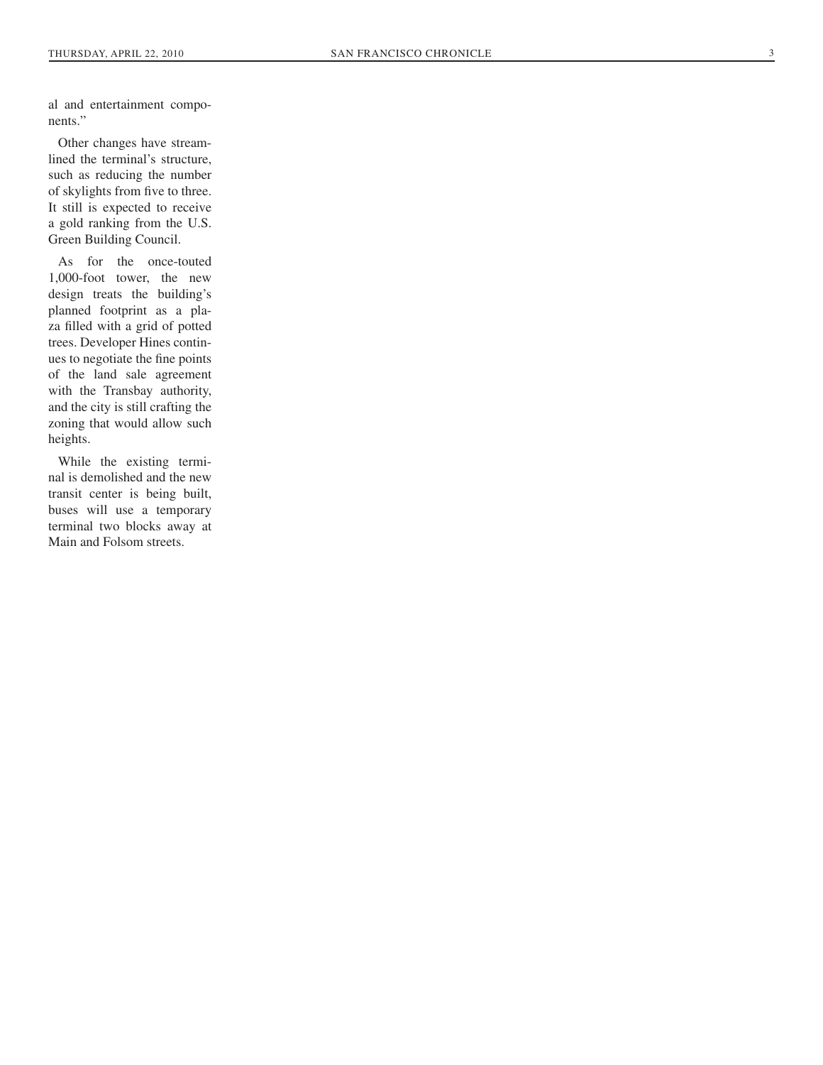al and entertainment components."

Other changes have streamlined the terminal's structure, such as reducing the number of skylights from five to three. It still is expected to receive a gold ranking from the U.S. Green Building Council.

As for the once-touted 1,000-foot tower, the new design treats the building's planned footprint as a plaza filled with a grid of potted trees. Developer Hines continues to negotiate the fine points of the land sale agreement with the Transbay authority, and the city is still crafting the zoning that would allow such heights.

While the existing terminal is demolished and the new transit center is being built, buses will use a temporary terminal two blocks away at Main and Folsom streets.